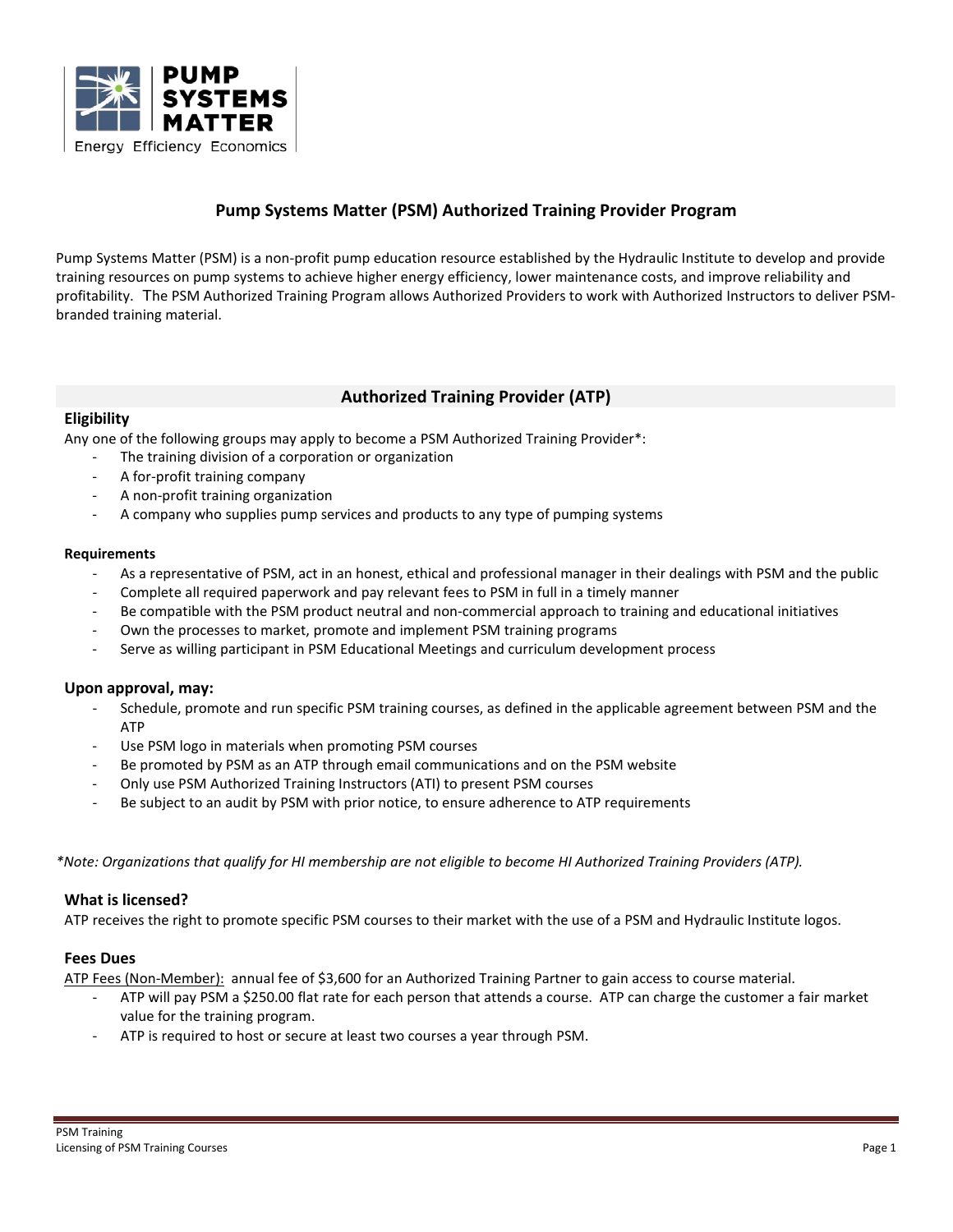# Pump Systems Matter (PSM) Authorized Training Provider Program

Pump Systems Matter (PSM) is a non-profit pump education resource established by the Hydraulic Institute to develop and provide training resources on pump systems to achieve higher energy efficiency, lower maintenance costs, and improve reliability and profitability. The PSM Authorized Training Program allows Authorized Providers to work with Authorized Instructors to deliver PSM-branded training material.

## Authorized Training Provider (ATP)

### Eligibility

Any one of the following groups may apply to become a PSM Authorized Training Provider*:

- The training division of a corporation or organization
- A for-profit training company
- A non-profit training organization
- A company who supplies pump services and products to any type of pumping systems

#### Requirements

- As a representative of PSM, act in an honest, ethical and professional manager in their dealings with PSM and the public
- Complete all required paperwork and pay relevant fees to PSM in full in a timely manner
- Be compatible with the PSM product neutral and non-commercial approach to training and educational initiatives
- Own the processes to market, promote and implement PSM training programs
- Serve as willing participant in PSM Educational Meetings and curriculum development process

### Upon approval, may:

- Schedule, promote and run specific PSM training courses, as defined in the applicable agreement between PSM and the ATP
- Use PSM logo in materials when promoting PSM courses
- Be promoted by PSM as an ATP through email communications and on the PSM website
- Only use PSM Authorized Training Instructors (ATI) to present PSM courses
- Be subject to an audit by PSM with prior notice, to ensure adherence to ATP requirements

*\*Note: Organizations that qualify for HI membership are not eligible to become HI Authorized Training Providers (ATP).*

### What is licensed?

ATP receives the right to promote specific PSM courses to their market with the use of a PSM and Hydraulic Institute logos.

### Fees Dues

<u>ATP Fees (Non-Member):</u> annual fee of $3,600 for an Authorized Training Partner to gain access to course material.

- ATP will pay PSM a $250.00 flat rate for each person that attends a course. ATP can charge the customer a fair market value for the training program.
- ATP is required to host or secure at least two courses a year through PSM.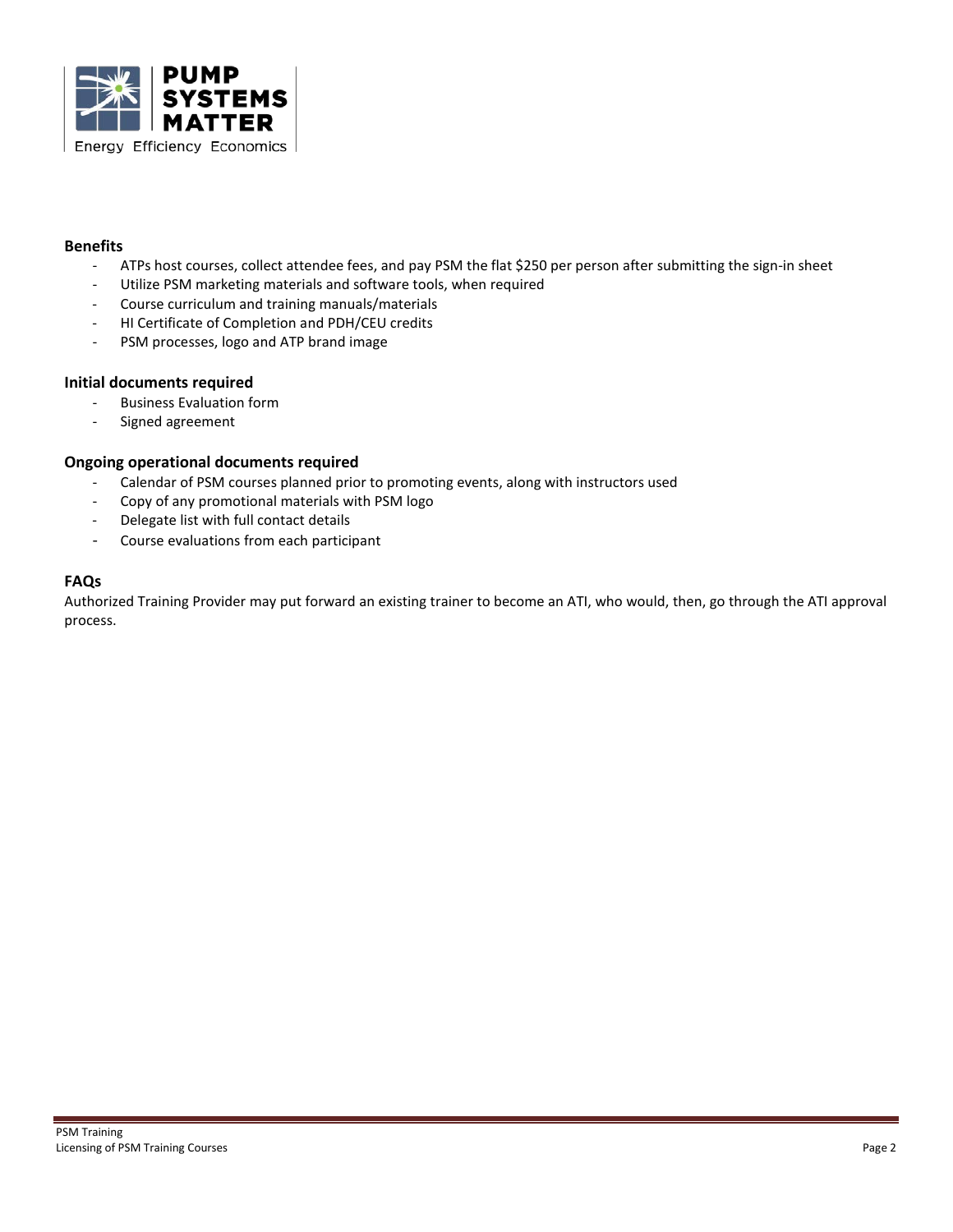## Benefits

- ATPs host courses, collect attendee fees, and pay PSM the flat $250 per person after submitting the sign-in sheet
- Utilize PSM marketing materials and software tools, when required
- Course curriculum and training manuals/materials
- HI Certificate of Completion and PDH/CEU credits
- PSM processes, logo and ATP brand image

## Initial documents required

- Business Evaluation form
- Signed agreement

## Ongoing operational documents required

- Calendar of PSM courses planned prior to promoting events, along with instructors used
- Copy of any promotional materials with PSM logo
- Delegate list with full contact details
- Course evaluations from each participant

## FAQs

Authorized Training Provider may put forward an existing trainer to become an ATI, who would, then, go through the ATI approval process.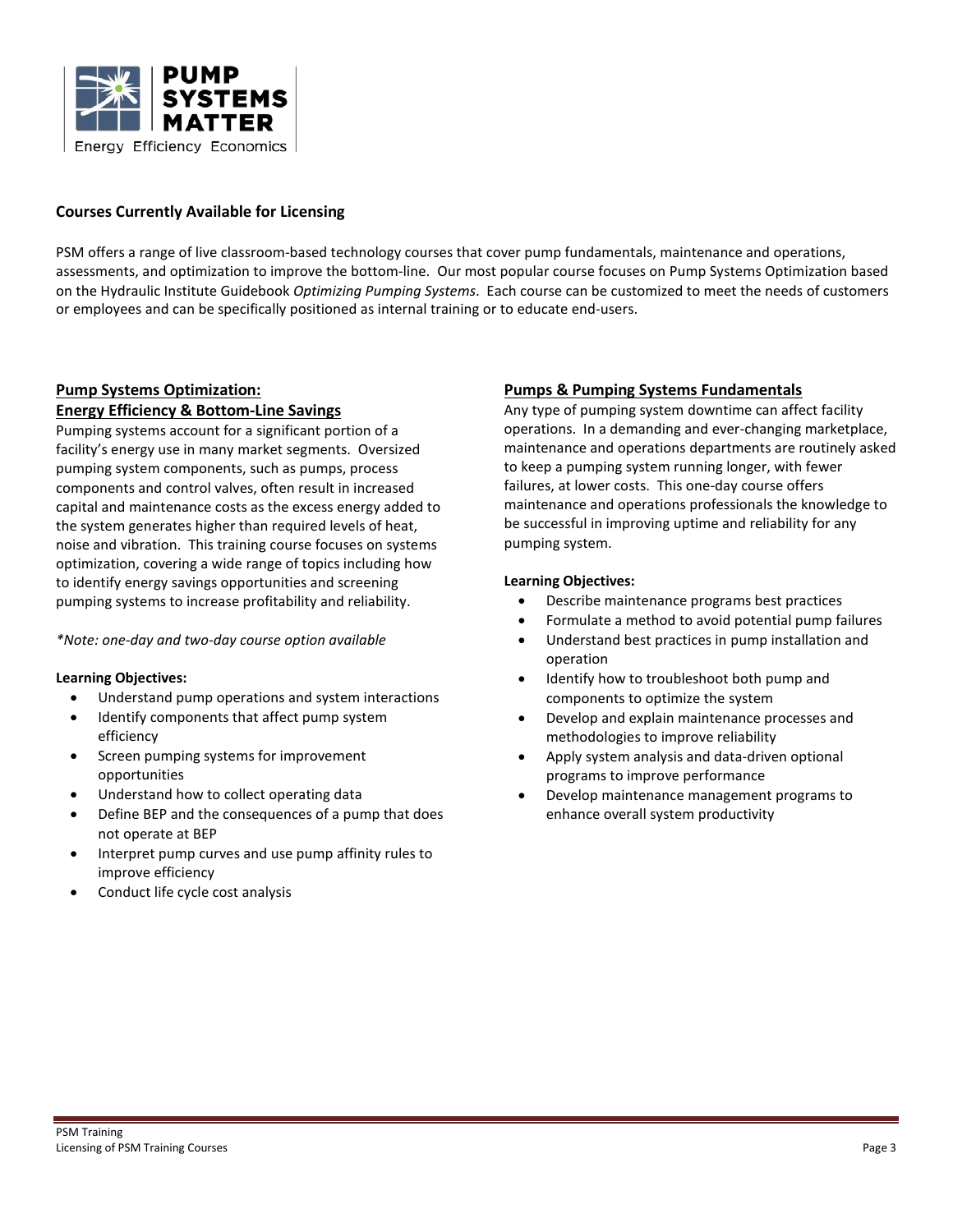## Courses Currently Available for Licensing

PSM offers a range of live classroom-based technology courses that cover pump fundamentals, maintenance and operations, assessments, and optimization to improve the bottom-line. Our most popular course focuses on Pump Systems Optimization based on the Hydraulic Institute Guidebook *Optimizing Pumping Systems*. Each course can be customized to meet the needs of customers or employees and can be specifically positioned as internal training or to educate end-users.

### Pump Systems Optimization: Energy Efficiency & Bottom-Line Savings

Pumping systems account for a significant portion of a facility's energy use in many market segments. Oversized pumping system components, such as pumps, process components and control valves, often result in increased capital and maintenance costs as the excess energy added to the system generates higher than required levels of heat, noise and vibration. This training course focuses on systems optimization, covering a wide range of topics including how to identify energy savings opportunities and screening pumping systems to increase profitability and reliability.

*\*Note: one-day and two-day course option available*

**Learning Objectives:**

- Understand pump operations and system interactions
- Identify components that affect pump system efficiency
- Screen pumping systems for improvement opportunities
- Understand how to collect operating data
- Define BEP and the consequences of a pump that does not operate at BEP
- Interpret pump curves and use pump affinity rules to improve efficiency
- Conduct life cycle cost analysis

### Pumps & Pumping Systems Fundamentals

Any type of pumping system downtime can affect facility operations. In a demanding and ever-changing marketplace, maintenance and operations departments are routinely asked to keep a pumping system running longer, with fewer failures, at lower costs. This one-day course offers maintenance and operations professionals the knowledge to be successful in improving uptime and reliability for any pumping system.

**Learning Objectives:**

- Describe maintenance programs best practices
- Formulate a method to avoid potential pump failures
- Understand best practices in pump installation and operation
- Identify how to troubleshoot both pump and components to optimize the system
- Develop and explain maintenance processes and methodologies to improve reliability
- Apply system analysis and data-driven optional programs to improve performance
- Develop maintenance management programs to enhance overall system productivity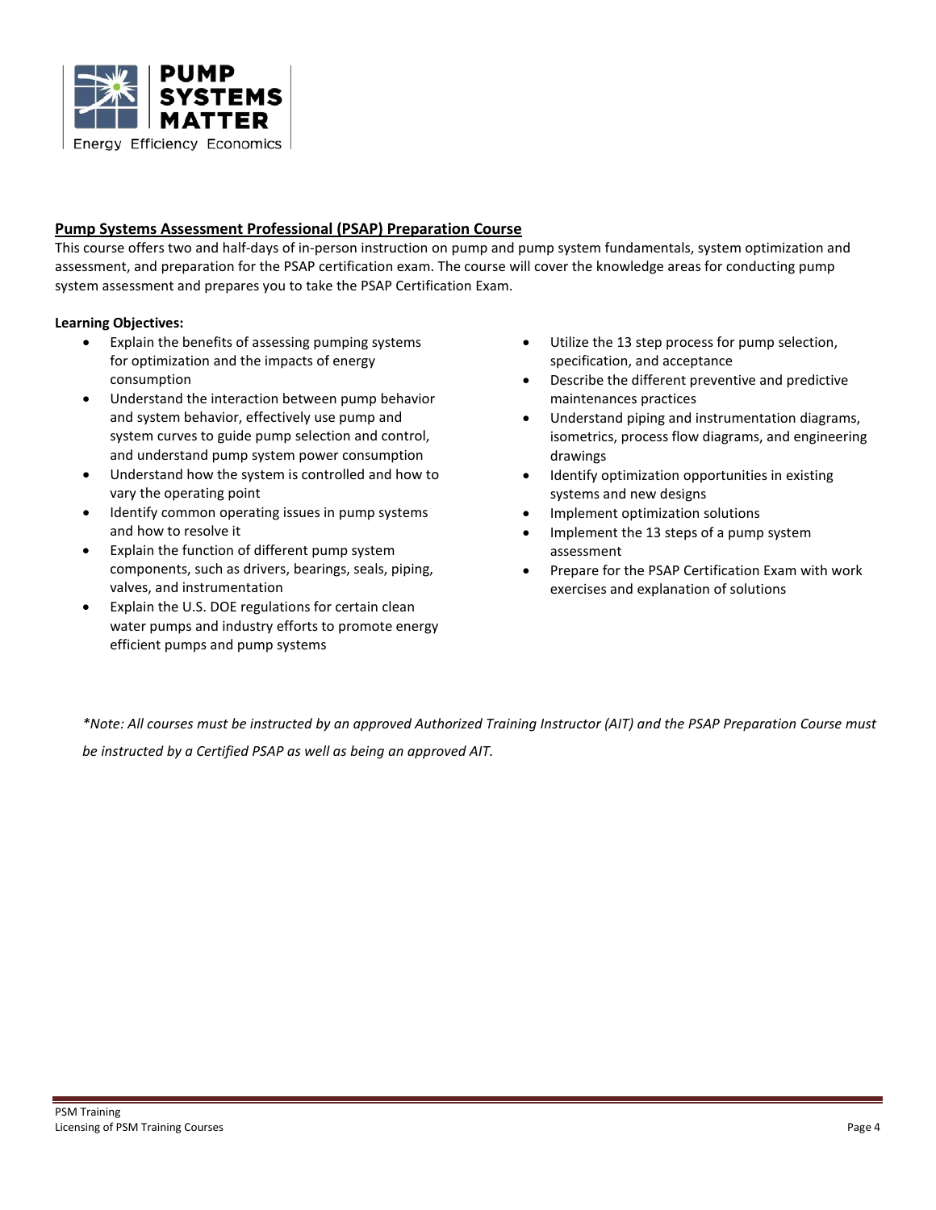**Pump Systems Assessment Professional (PSAP) Preparation Course**

This course offers two and half-days of in-person instruction on pump and pump system fundamentals, system optimization and assessment, and preparation for the PSAP certification exam. The course will cover the knowledge areas for conducting pump system assessment and prepares you to take the PSAP Certification Exam.

**Learning Objectives:**

- Explain the benefits of assessing pumping systems for optimization and the impacts of energy consumption
- Understand the interaction between pump behavior and system behavior, effectively use pump and system curves to guide pump selection and control, and understand pump system power consumption
- Understand how the system is controlled and how to vary the operating point
- Identify common operating issues in pump systems and how to resolve it
- Explain the function of different pump system components, such as drivers, bearings, seals, piping, valves, and instrumentation
- Explain the U.S. DOE regulations for certain clean water pumps and industry efforts to promote energy efficient pumps and pump systems
- Utilize the 13 step process for pump selection, specification, and acceptance
- Describe the different preventive and predictive maintenances practices
- Understand piping and instrumentation diagrams, isometrics, process flow diagrams, and engineering drawings
- Identify optimization opportunities in existing systems and new designs
- Implement optimization solutions
- Implement the 13 steps of a pump system assessment
- Prepare for the PSAP Certification Exam with work exercises and explanation of solutions

*\*Note: All courses must be instructed by an approved Authorized Training Instructor (AIT) and the PSAP Preparation Course must be instructed by a Certified PSAP as well as being an approved AIT.*